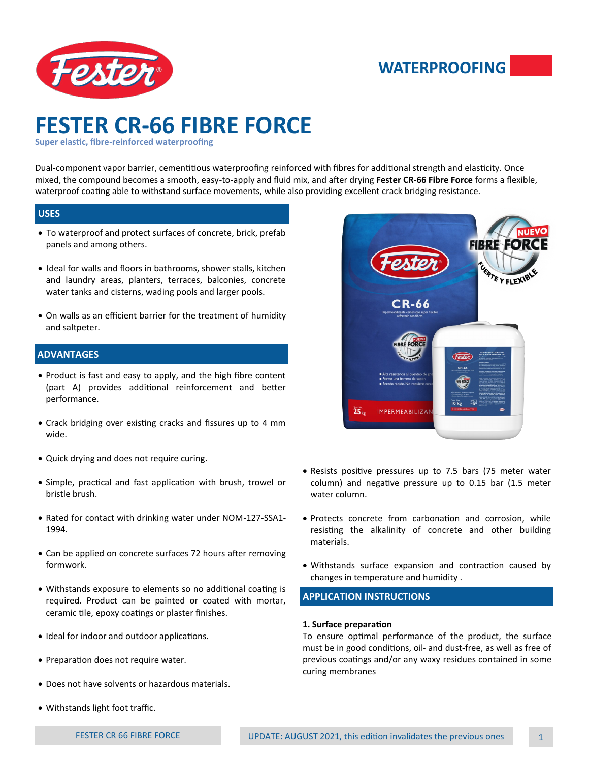WATERPROOFING

# FESTER CR-66 FIBRE FORCE

**Super elastic, fibre-reinforced waterproofing**

Dual-component vapor barrier, cementitious waterproofing reinforced with fibres for additional strength and elasticity. Once mixed, the compound becomes a smooth, easy-to-apply and fluid mix, and after drying **Fester CR-66 Fibre Force** forms a flexible, waterproof coating able to withstand surface movements, while also providing excellent crack bridging resistance.

## USES

- To waterproof and protect surfaces of concrete, brick, prefab panels and among others.
- Ideal for walls and floors in bathrooms, shower stalls, kitchen and laundry areas, planters, terraces, balconies, concrete water tanks and cisterns, wading pools and larger pools.
- On walls as an efficient barrier for the treatment of humidity and saltpeter.

## ADVANTAGES

- Product is fast and easy to apply, and the high fibre content (part A) provides additional reinforcement and better performance.
- Crack bridging over existing cracks and fissures up to 4 mm wide.
- Quick drying and does not require curing.
- Simple, practical and fast application with brush, trowel or bristle brush.
- Rated for contact with drinking water under NOM-127-SSA1-1994.
- Can be applied on concrete surfaces 72 hours after removing formwork.
- Withstands exposure to elements so no additional coating is required. Product can be painted or coated with mortar, ceramic tile, epoxy coatings or plaster finishes.
- Ideal for indoor and outdoor applications.
- Preparation does not require water.
- Does not have solvents or hazardous materials.
- Withstands light foot traffic.
- Resists positive pressures up to 7.5 bars (75 meter water column) and negative pressure up to 0.15 bar (1.5 meter water column.
- Protects concrete from carbonation and corrosion, while resisting the alkalinity of concrete and other building materials.
- Withstands surface expansion and contraction caused by changes in temperature and humidity .

## APPLICATION INSTRUCTIONS

**1. Surface preparation**

To ensure optimal performance of the product, the surface must be in good conditions, oil- and dust-free, as well as free of previous coatings and/or any waxy residues contained in some curing membranes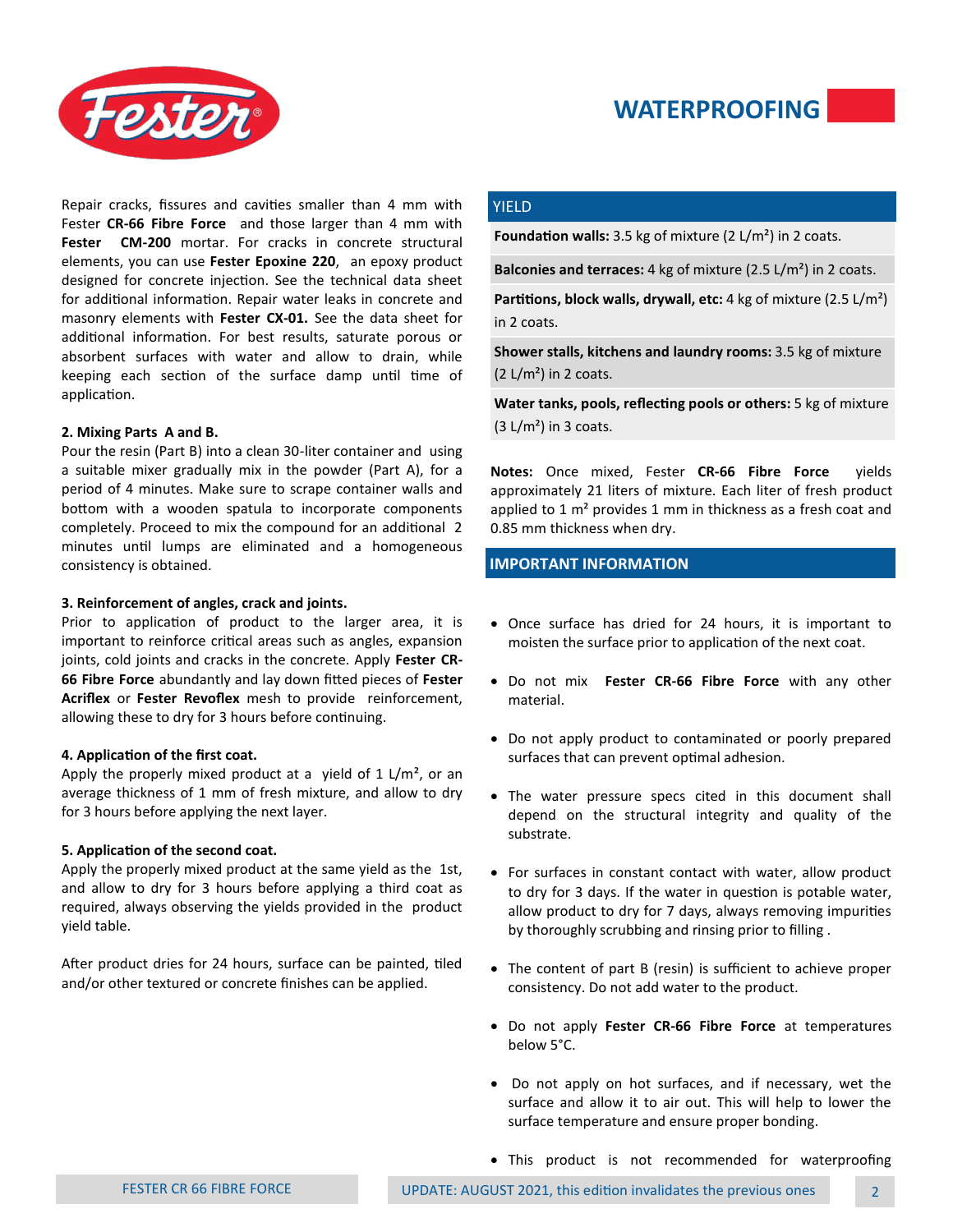Repair cracks, fissures and cavities smaller than 4 mm with Fester **CR-66 Fibre Force** and those larger than 4 mm with **Fester CM-200** mortar. For cracks in concrete structural elements, you can use **Fester Epoxine 220**, an epoxy product designed for concrete injection. See the technical data sheet for additional information. Repair water leaks in concrete and masonry elements with **Fester CX-01.** See the data sheet for additional information. For best results, saturate porous or absorbent surfaces with water and allow to drain, while keeping each section of the surface damp until time of application.

**2. Mixing Parts A and B.**

Pour the resin (Part B) into a clean 30-liter container and using a suitable mixer gradually mix in the powder (Part A), for a period of 4 minutes. Make sure to scrape container walls and bottom with a wooden spatula to incorporate components completely. Proceed to mix the compound for an additional 2 minutes until lumps are eliminated and a homogeneous consistency is obtained.

**3. Reinforcement of angles, crack and joints.**

Prior to application of product to the larger area, it is important to reinforce critical areas such as angles, expansion joints, cold joints and cracks in the concrete. Apply **Fester CR-66 Fibre Force** abundantly and lay down fitted pieces of **Fester Acriflex** or **Fester Revoflex** mesh to provide reinforcement, allowing these to dry for 3 hours before continuing.

**4. Application of the first coat.**

Apply the properly mixed product at a yield of 1 L/m², or an average thickness of 1 mm of fresh mixture, and allow to dry for 3 hours before applying the next layer.

**5. Application of the second coat.**

Apply the properly mixed product at the same yield as the 1st, and allow to dry for 3 hours before applying a third coat as required, always observing the yields provided in the product yield table.

After product dries for 24 hours, surface can be painted, tiled and/or other textured or concrete finishes can be applied.

## YIELD

| |
|---|
| **Foundation walls:** 3.5 kg of mixture (2 L/m²) in 2 coats. |
| **Balconies and terraces:** 4 kg of mixture (2.5 L/m²) in 2 coats. |
| **Partitions, block walls, drywall, etc:** 4 kg of mixture (2.5 L/m²) in 2 coats. |
| **Shower stalls, kitchens and laundry rooms:** 3.5 kg of mixture (2 L/m²) in 2 coats. |
| **Water tanks, pools, reflecting pools or others:** 5 kg of mixture (3 L/m²) in 3 coats. |

**Notes:** Once mixed, Fester **CR-66 Fibre Force** yields approximately 21 liters of mixture. Each liter of fresh product applied to 1 m² provides 1 mm in thickness as a fresh coat and 0.85 mm thickness when dry.

## IMPORTANT INFORMATION

- Once surface has dried for 24 hours, it is important to moisten the surface prior to application of the next coat.
- Do not mix **Fester CR-66 Fibre Force** with any other material.
- Do not apply product to contaminated or poorly prepared surfaces that can prevent optimal adhesion.
- The water pressure specs cited in this document shall depend on the structural integrity and quality of the substrate.
- For surfaces in constant contact with water, allow product to dry for 3 days. If the water in question is potable water, allow product to dry for 7 days, always removing impurities by thoroughly scrubbing and rinsing prior to filling .
- The content of part B (resin) is sufficient to achieve proper consistency. Do not add water to the product.
- Do not apply **Fester CR-66 Fibre Force** at temperatures below 5°C.
- Do not apply on hot surfaces, and if necessary, wet the surface and allow it to air out. This will help to lower the surface temperature and ensure proper bonding.
- This product is not recommended for waterproofing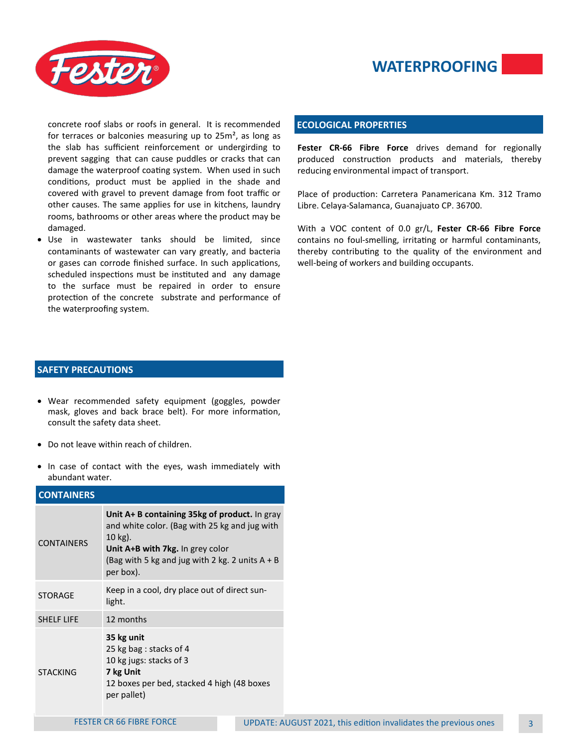concrete roof slabs or roofs in general. It is recommended for terraces or balconies measuring up to 25m², as long as the slab has sufficient reinforcement or undergirding to prevent sagging that can cause puddles or cracks that can damage the waterproof coating system. When used in such conditions, product must be applied in the shade and covered with gravel to prevent damage from foot traffic or other causes. The same applies for use in kitchens, laundry rooms, bathrooms or other areas where the product may be damaged.

- Use in wastewater tanks should be limited, since contaminants of wastewater can vary greatly, and bacteria or gases can corrode finished surface. In such applications, scheduled inspections must be instituted and any damage to the surface must be repaired in order to ensure protection of the concrete substrate and performance of the waterproofing system.

## SAFETY PRECAUTIONS

- Wear recommended safety equipment (goggles, powder mask, gloves and back brace belt). For more information, consult the safety data sheet.
- Do not leave within reach of children.
- In case of contact with the eyes, wash immediately with abundant water.

## CONTAINERS

| CONTAINERS | |
|---|---|
| CONTAINERS | **Unit A+ B containing 35kg of product.** In gray and white color. (Bag with 25 kg and jug with 10 kg).<br>**Unit A+B with 7kg.** In grey color<br>(Bag with 5 kg and jug with 2 kg. 2 units A + B per box). |
| STORAGE | Keep in a cool, dry place out of direct sun-light. |
| SHELF LIFE | 12 months |
| STACKING | **35 kg unit**<br>25 kg bag : stacks of 4<br>10 kg jugs: stacks of 3<br>**7 kg Unit**<br>12 boxes per bed, stacked 4 high (48 boxes per pallet) |

## ECOLOGICAL PROPERTIES

**Fester CR-66 Fibre Force** drives demand for regionally produced construction products and materials, thereby reducing environmental impact of transport.

Place of production: Carretera Panamericana Km. 312 Tramo Libre. Celaya-Salamanca, Guanajuato CP. 36700.

With a VOC content of 0.0 gr/L, **Fester CR-66 Fibre Force** contains no foul-smelling, irritating or harmful contaminants, thereby contributing to the quality of the environment and well-being of workers and building occupants.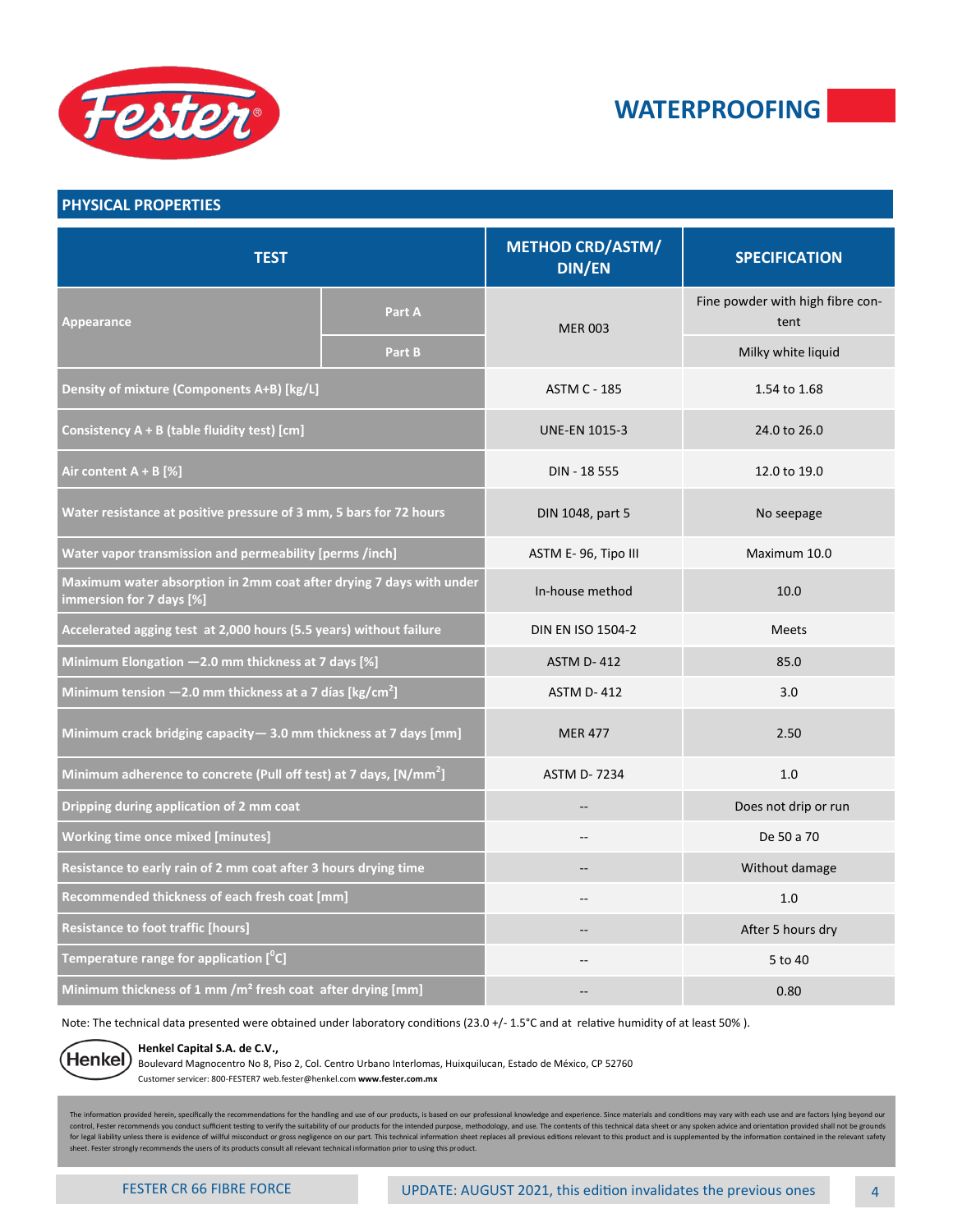## WATERPROOFING

## PHYSICAL PROPERTIES

| TEST | | METHOD CRD/ASTM/ DIN/EN | SPECIFICATION |
|---|---|---|---|
| Appearance | Part A | MER 003 | Fine powder with high fibre content |
| | Part B | | Milky white liquid |
| Density of mixture (Components A+B) [kg/L] | | ASTM C - 185 | 1.54 to 1.68 |
| Consistency A + B (table fluidity test) [cm] | | UNE-EN 1015-3 | 24.0 to 26.0 |
| Air content A + B [%] | | DIN - 18 555 | 12.0 to 19.0 |
| Water resistance at positive pressure of 3 mm, 5 bars for 72 hours | | DIN 1048, part 5 | No seepage |
| Water vapor transmission and permeability [perms /inch] | | ASTM E- 96, Tipo III | Maximum 10.0 |
| Maximum water absorption in 2mm coat after drying 7 days with under immersion for 7 days [%] | | In-house method | 10.0 |
| Accelerated agging test at 2,000 hours (5.5 years) without failure | | DIN EN ISO 1504-2 | Meets |
| Minimum Elongation —2.0 mm thickness at 7 days [%] | | ASTM D- 412 | 85.0 |
| Minimum tension —2.0 mm thickness at a 7 días [kg/cm$^2$] | | ASTM D- 412 | 3.0 |
| Minimum crack bridging capacity— 3.0 mm thickness at 7 days [mm] | | MER 477 | 2.50 |
| Minimum adherence to concrete (Pull off test) at 7 days, [N/mm$^2$] | | ASTM D- 7234 | 1.0 |
| Dripping during application of 2 mm coat | | -- | Does not drip or run |
| Working time once mixed [minutes] | | -- | De 50 a 70 |
| Resistance to early rain of 2 mm coat after 3 hours drying time | | -- | Without damage |
| Recommended thickness of each fresh coat [mm] | | -- | 1.0 |
| Resistance to foot traffic [hours] | | -- | After 5 hours dry |
| Temperature range for application [$^0$C] | | -- | 5 to 40 |
| Minimum thickness of 1 mm /m² fresh coat after drying [mm] | | -- | 0.80 |

Note: The technical data presented were obtained under laboratory conditions (23.0 +/- 1.5°C and at relative humidity of at least 50% ).

**Henkel Capital S.A. de C.V.,**
Boulevard Magnocentro No 8, Piso 2, Col. Centro Urbano Interlomas, Huixquilucan, Estado de México, CP 52760
Customer servicer: 800-FESTER7 web.fester@henkel.com **www.fester.com.mx**

The information provided herein, specifically the recommendations for the handling and use of our products, is based on our professional knowledge and experience. Since materials and conditions may vary with each use and are factors lying beyond our control, Fester recommends you conduct sufficient testing to verify the suitability of our products for the intended purpose, methodology, and use. The contents of this technical data sheet or any spoken advice and orientation provided shall not be grounds for legal liability unless there is evidence of willful misconduct or gross negligence on our part. This technical information sheet replaces all previous editions relevant to this product and is supplemented by the information contained in the relevant safety sheet. Fester strongly recommends the users of its products consult all relevant technical information prior to using this product.

FESTER CR 66 FIBRE FORCE

UPDATE: AUGUST 2021, this edition invalidates the previous ones